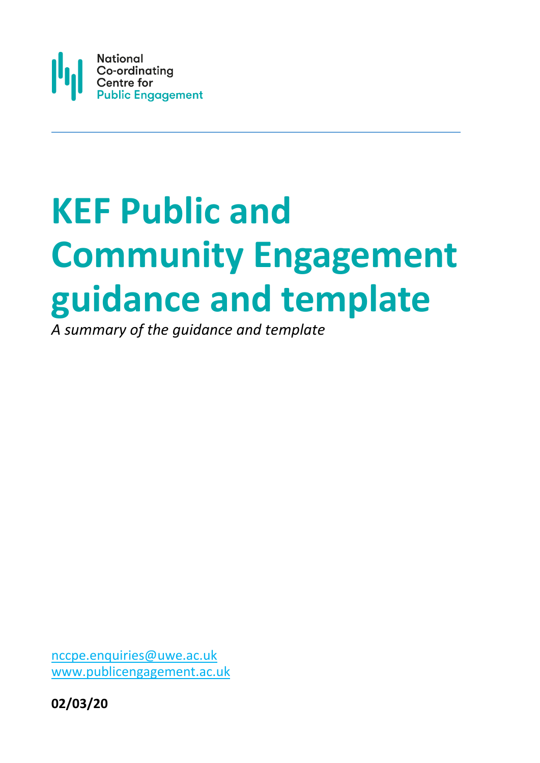National
Co-ordinating
Centre for
Public Engagement

# KEF Public and Community Engagement guidance and template

*A summary of the guidance and template*

nccpe.enquiries@uwe.ac.uk
www.publicengagement.ac.uk

**02/03/20**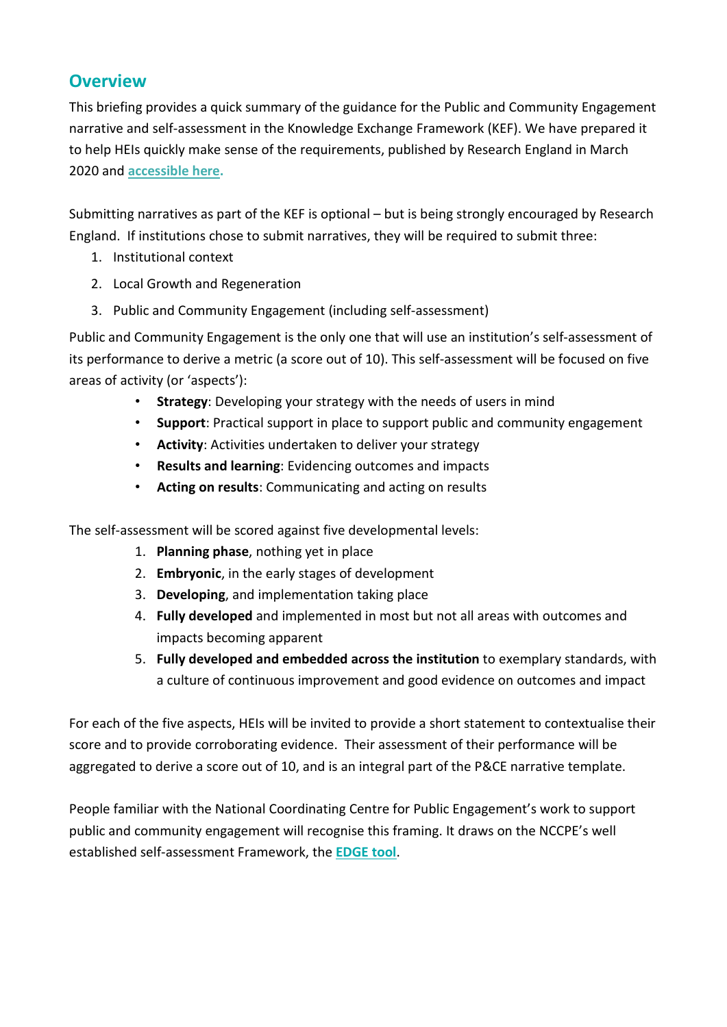## Overview

This briefing provides a quick summary of the guidance for the Public and Community Engagement narrative and self-assessment in the Knowledge Exchange Framework (KEF). We have prepared it to help HEIs quickly make sense of the requirements, published by Research England in March 2020 and [accessible here.](#)

Submitting narratives as part of the KEF is optional – but is being strongly encouraged by Research England. If institutions chose to submit narratives, they will be required to submit three:

1. Institutional context
2. Local Growth and Regeneration
3. Public and Community Engagement (including self-assessment)

Public and Community Engagement is the only one that will use an institution's self-assessment of its performance to derive a metric (a score out of 10). This self-assessment will be focused on five areas of activity (or 'aspects'):

- **Strategy**: Developing your strategy with the needs of users in mind
- **Support**: Practical support in place to support public and community engagement
- **Activity**: Activities undertaken to deliver your strategy
- **Results and learning**: Evidencing outcomes and impacts
- **Acting on results**: Communicating and acting on results

The self-assessment will be scored against five developmental levels:

1. **Planning phase**, nothing yet in place
2. **Embryonic**, in the early stages of development
3. **Developing**, and implementation taking place
4. **Fully developed** and implemented in most but not all areas with outcomes and impacts becoming apparent
5. **Fully developed and embedded across the institution** to exemplary standards, with a culture of continuous improvement and good evidence on outcomes and impact

For each of the five aspects, HEIs will be invited to provide a short statement to contextualise their score and to provide corroborating evidence. Their assessment of their performance will be aggregated to derive a score out of 10, and is an integral part of the P&CE narrative template.

People familiar with the National Coordinating Centre for Public Engagement's work to support public and community engagement will recognise this framing. It draws on the NCCPE's well established self-assessment Framework, the [EDGE tool](#).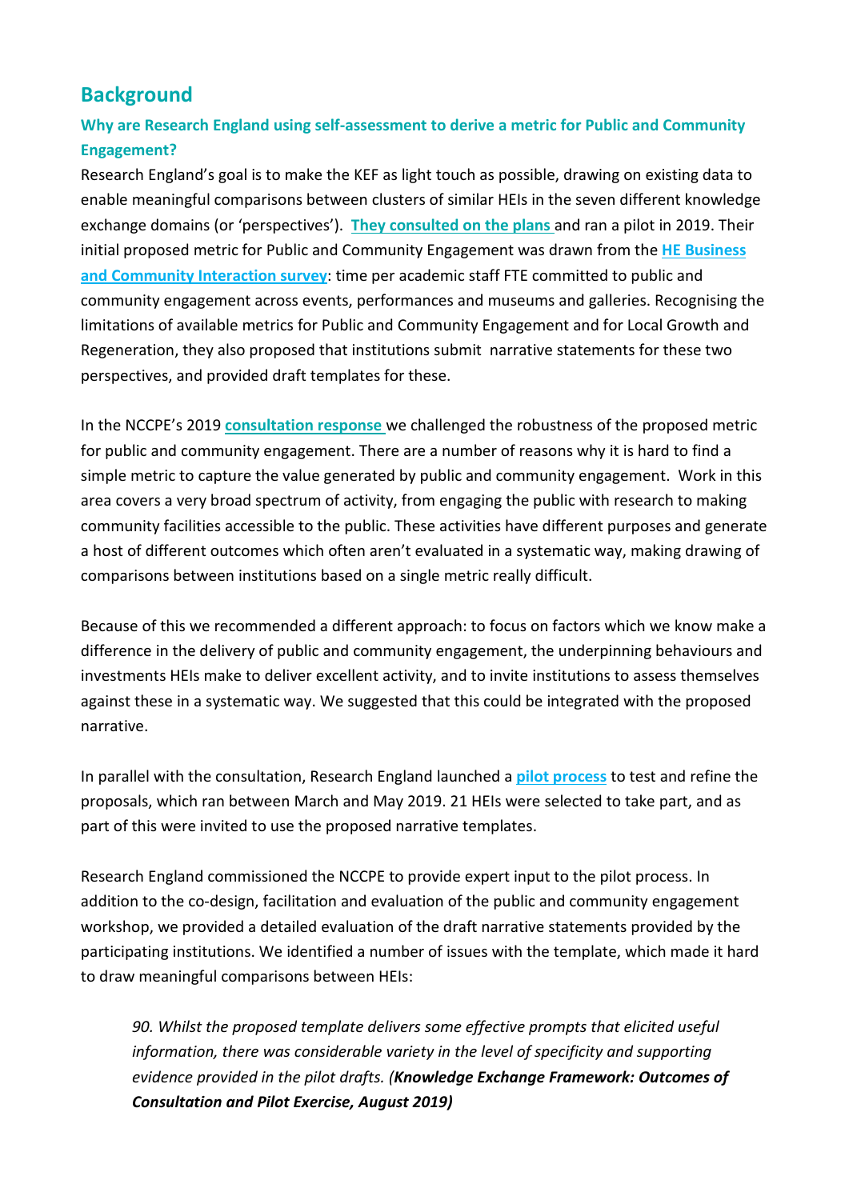## Background

### Why are Research England using self-assessment to derive a metric for Public and Community Engagement?

Research England's goal is to make the KEF as light touch as possible, drawing on existing data to enable meaningful comparisons between clusters of similar HEIs in the seven different knowledge exchange domains (or 'perspectives'). **They consulted on the plans** and ran a pilot in 2019. Their initial proposed metric for Public and Community Engagement was drawn from the **HE Business and Community Interaction survey**: time per academic staff FTE committed to public and community engagement across events, performances and museums and galleries. Recognising the limitations of available metrics for Public and Community Engagement and for Local Growth and Regeneration, they also proposed that institutions submit narrative statements for these two perspectives, and provided draft templates for these.

In the NCCPE's 2019 **consultation response** we challenged the robustness of the proposed metric for public and community engagement. There are a number of reasons why it is hard to find a simple metric to capture the value generated by public and community engagement. Work in this area covers a very broad spectrum of activity, from engaging the public with research to making community facilities accessible to the public. These activities have different purposes and generate a host of different outcomes which often aren't evaluated in a systematic way, making drawing of comparisons between institutions based on a single metric really difficult.

Because of this we recommended a different approach: to focus on factors which we know make a difference in the delivery of public and community engagement, the underpinning behaviours and investments HEIs make to deliver excellent activity, and to invite institutions to assess themselves against these in a systematic way. We suggested that this could be integrated with the proposed narrative.

In parallel with the consultation, Research England launched a **pilot process** to test and refine the proposals, which ran between March and May 2019. 21 HEIs were selected to take part, and as part of this were invited to use the proposed narrative templates.

Research England commissioned the NCCPE to provide expert input to the pilot process. In addition to the co-design, facilitation and evaluation of the public and community engagement workshop, we provided a detailed evaluation of the draft narrative statements provided by the participating institutions. We identified a number of issues with the template, which made it hard to draw meaningful comparisons between HEIs:

> *90. Whilst the proposed template delivers some effective prompts that elicited useful information, there was considerable variety in the level of specificity and supporting evidence provided in the pilot drafts. (**Knowledge Exchange Framework: Outcomes of Consultation and Pilot Exercise, August 2019)***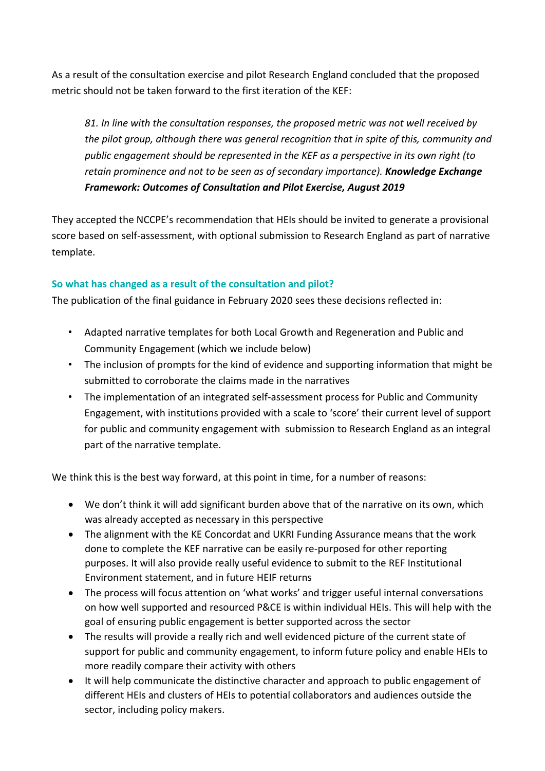As a result of the consultation exercise and pilot Research England concluded that the proposed metric should not be taken forward to the first iteration of the KEF:

> *81. In line with the consultation responses, the proposed metric was not well received by the pilot group, although there was general recognition that in spite of this, community and public engagement should be represented in the KEF as a perspective in its own right (to retain prominence and not to be seen as of secondary importance).* ***Knowledge Exchange Framework: Outcomes of Consultation and Pilot Exercise, August 2019***

They accepted the NCCPE's recommendation that HEIs should be invited to generate a provisional score based on self-assessment, with optional submission to Research England as part of narrative template.

### So what has changed as a result of the consultation and pilot?

The publication of the final guidance in February 2020 sees these decisions reflected in:

- Adapted narrative templates for both Local Growth and Regeneration and Public and Community Engagement (which we include below)
- The inclusion of prompts for the kind of evidence and supporting information that might be submitted to corroborate the claims made in the narratives
- The implementation of an integrated self-assessment process for Public and Community Engagement, with institutions provided with a scale to 'score' their current level of support for public and community engagement with submission to Research England as an integral part of the narrative template.

We think this is the best way forward, at this point in time, for a number of reasons:

- We don't think it will add significant burden above that of the narrative on its own, which was already accepted as necessary in this perspective
- The alignment with the KE Concordat and UKRI Funding Assurance means that the work done to complete the KEF narrative can be easily re-purposed for other reporting purposes. It will also provide really useful evidence to submit to the REF Institutional Environment statement, and in future HEIF returns
- The process will focus attention on 'what works' and trigger useful internal conversations on how well supported and resourced P&CE is within individual HEIs. This will help with the goal of ensuring public engagement is better supported across the sector
- The results will provide a really rich and well evidenced picture of the current state of support for public and community engagement, to inform future policy and enable HEIs to more readily compare their activity with others
- It will help communicate the distinctive character and approach to public engagement of different HEIs and clusters of HEIs to potential collaborators and audiences outside the sector, including policy makers.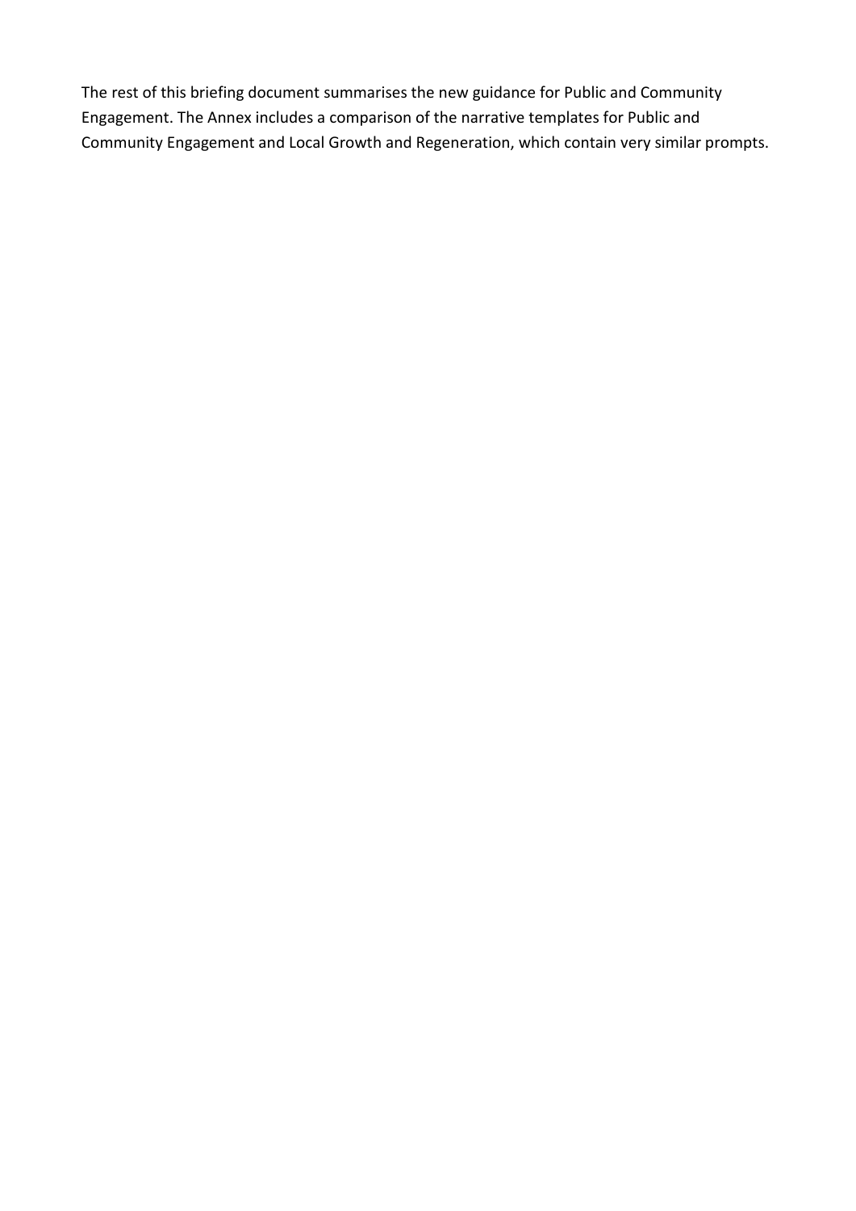The rest of this briefing document summarises the new guidance for Public and Community Engagement. The Annex includes a comparison of the narrative templates for Public and Community Engagement and Local Growth and Regeneration, which contain very similar prompts.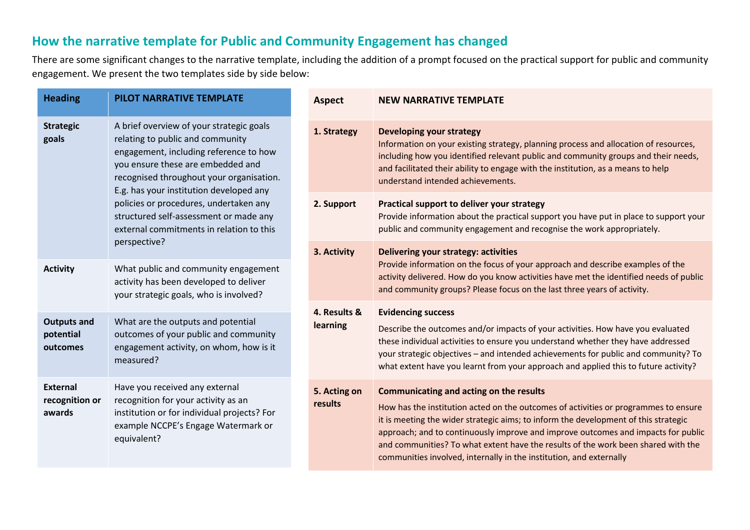## How the narrative template for Public and Community Engagement has changed

There are some significant changes to the narrative template, including the addition of a prompt focused on the practical support for public and community engagement. We present the two templates side by side below:

| Heading | PILOT NARRATIVE TEMPLATE |
|---|---|
| **Strategic goals** | A brief overview of your strategic goals relating to public and community engagement, including reference to how you ensure these are embedded and recognised throughout your organisation. E.g. has your institution developed any policies or procedures, undertaken any structured self-assessment or made any external commitments in relation to this perspective? |
| **Activity** | What public and community engagement activity has been developed to deliver your strategic goals, who is involved? |
| **Outputs and potential outcomes** | What are the outputs and potential outcomes of your public and community engagement activity, on whom, how is it measured? |
| **External recognition or awards** | Have you received any external recognition for your activity as an institution or for individual projects? For example NCCPE's Engage Watermark or equivalent? |

| Aspect | NEW NARRATIVE TEMPLATE |
|---|---|
| **1. Strategy** | **Developing your strategy**<br>Information on your existing strategy, planning process and allocation of resources, including how you identified relevant public and community groups and their needs, and facilitated their ability to engage with the institution, as a means to help understand intended achievements. |
| **2. Support** | **Practical support to deliver your strategy**<br>Provide information about the practical support you have put in place to support your public and community engagement and recognise the work appropriately. |
| **3. Activity** | **Delivering your strategy: activities**<br>Provide information on the focus of your approach and describe examples of the activity delivered. How do you know activities have met the identified needs of public and community groups? Please focus on the last three years of activity. |
| **4. Results & learning** | **Evidencing success**<br>Describe the outcomes and/or impacts of your activities. How have you evaluated these individual activities to ensure you understand whether they have addressed your strategic objectives – and intended achievements for public and community? To what extent have you learnt from your approach and applied this to future activity? |
| **5. Acting on results** | **Communicating and acting on the results**<br>How has the institution acted on the outcomes of activities or programmes to ensure it is meeting the wider strategic aims; to inform the development of this strategic approach; and to continuously improve and improve outcomes and impacts for public and communities? To what extent have the results of the work been shared with the communities involved, internally in the institution, and externally |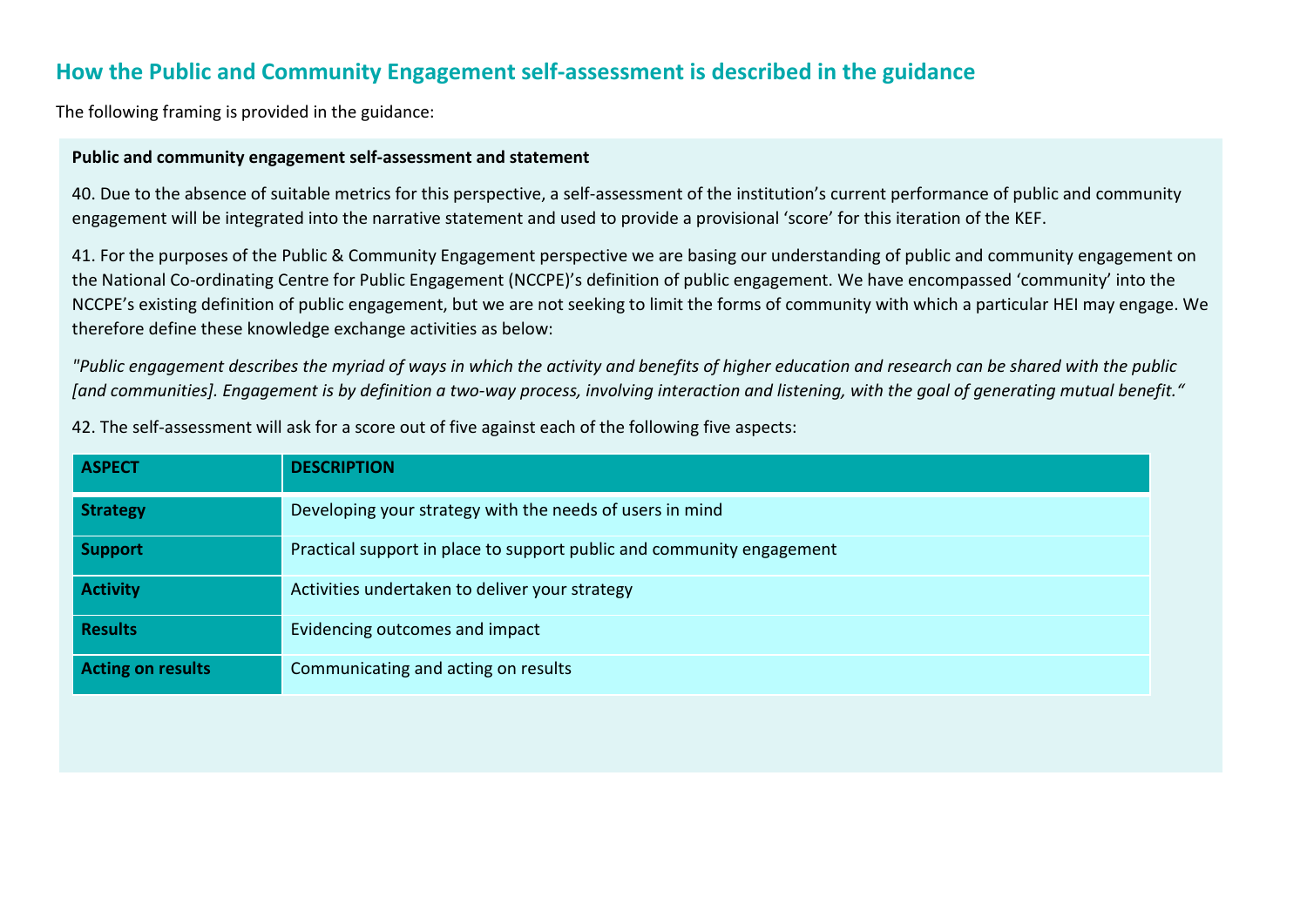## How the Public and Community Engagement self-assessment is described in the guidance

The following framing is provided in the guidance:

**Public and community engagement self-assessment and statement**

40. Due to the absence of suitable metrics for this perspective, a self-assessment of the institution's current performance of public and community engagement will be integrated into the narrative statement and used to provide a provisional 'score' for this iteration of the KEF.

41. For the purposes of the Public & Community Engagement perspective we are basing our understanding of public and community engagement on the National Co-ordinating Centre for Public Engagement (NCCPE)'s definition of public engagement. We have encompassed 'community' into the NCCPE's existing definition of public engagement, but we are not seeking to limit the forms of community with which a particular HEI may engage. We therefore define these knowledge exchange activities as below:

*"Public engagement describes the myriad of ways in which the activity and benefits of higher education and research can be shared with the public [and communities]. Engagement is by definition a two-way process, involving interaction and listening, with the goal of generating mutual benefit."*

42. The self-assessment will ask for a score out of five against each of the following five aspects:

| ASPECT | DESCRIPTION |
|---|---|
| **Strategy** | Developing your strategy with the needs of users in mind |
| **Support** | Practical support in place to support public and community engagement |
| **Activity** | Activities undertaken to deliver your strategy |
| **Results** | Evidencing outcomes and impact |
| **Acting on results** | Communicating and acting on results |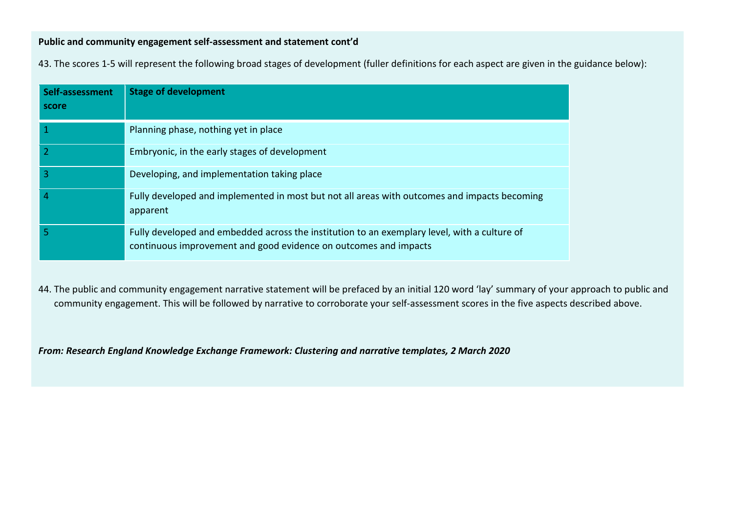**Public and community engagement self-assessment and statement cont'd**

43. The scores 1-5 will represent the following broad stages of development (fuller definitions for each aspect are given in the guidance below):

| Self-assessment score | Stage of development |
|---|---|
| 1 | Planning phase, nothing yet in place |
| 2 | Embryonic, in the early stages of development |
| 3 | Developing, and implementation taking place |
| 4 | Fully developed and implemented in most but not all areas with outcomes and impacts becoming apparent |
| 5 | Fully developed and embedded across the institution to an exemplary level, with a culture of continuous improvement and good evidence on outcomes and impacts |

44. The public and community engagement narrative statement will be prefaced by an initial 120 word 'lay' summary of your approach to public and community engagement. This will be followed by narrative to corroborate your self-assessment scores in the five aspects described above.

***From: Research England Knowledge Exchange Framework: Clustering and narrative templates, 2 March 2020***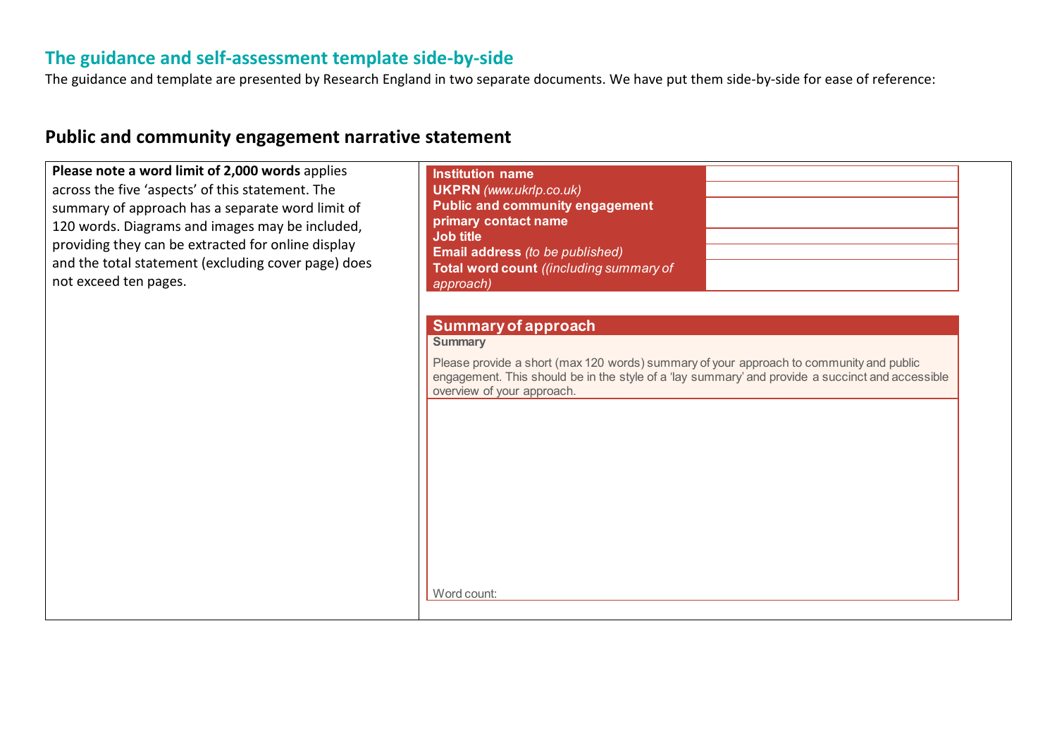## The guidance and self-assessment template side-by-side

The guidance and template are presented by Research England in two separate documents. We have put them side-by-side for ease of reference:

## Public and community engagement narrative statement

**Please note a word limit of 2,000 words** applies across the five 'aspects' of this statement. The summary of approach has a separate word limit of 120 words. Diagrams and images may be included, providing they can be extracted for online display and the total statement (excluding cover page) does not exceed ten pages.

| | |
|---|---|
| **Institution name** | |
| **UKPRN** *(www.ukrlp.co.uk)* | |
| **Public and community engagement primary contact name** | |
| **Job title** | |
| **Email address** *(to be published)* | |
| **Total word count** *((including summary of approach)* | |

### Summary of approach

**Summary**

Please provide a short (max 120 words) summary of your approach to community and public engagement. This should be in the style of a 'lay summary' and provide a succinct and accessible overview of your approach.

Word count: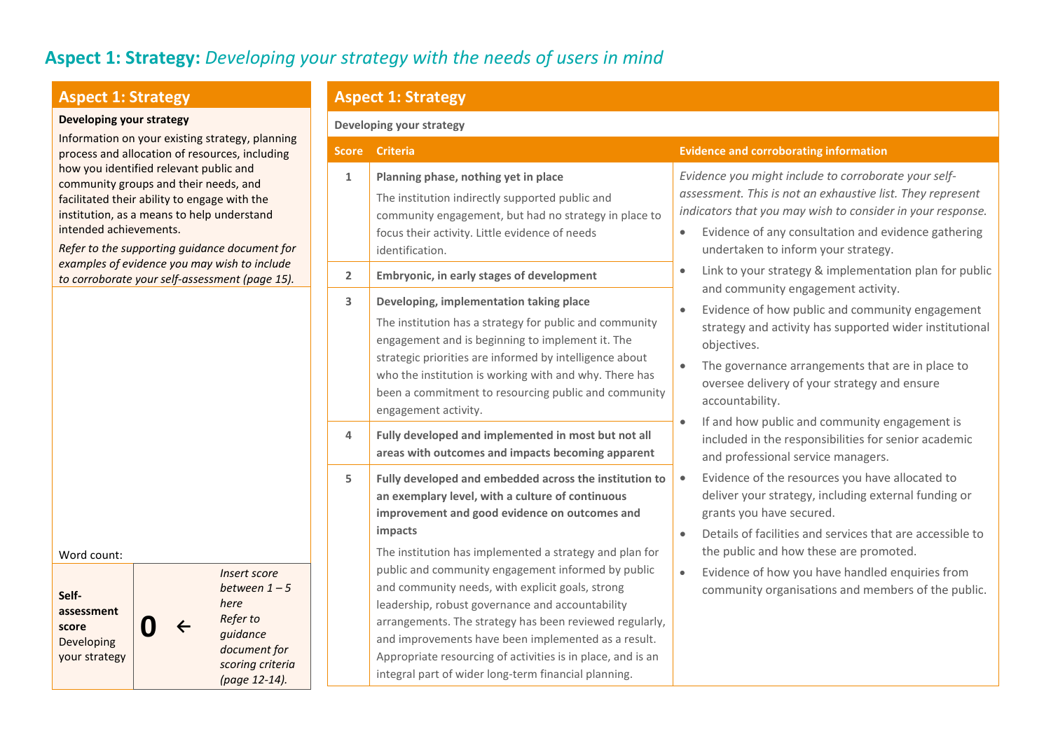## Aspect 1: Strategy: *Developing your strategy with the needs of users in mind*

| Aspect 1: Strategy | | |
|---|---|---|
| **Developing your strategy**<br>Information on your existing strategy, planning process and allocation of resources, including how you identified relevant public and community groups and their needs, and facilitated their ability to engage with the institution, as a means to help understand intended achievements.<br>*Refer to the supporting guidance document for examples of evidence you may wish to include to corroborate your self-assessment (page 15).* | | |
| Word count: | | |
| **Self-assessment score** Developing your strategy | **0** ← | *Insert score between 1 – 5 here* *Refer to guidance document for scoring criteria (page 12-14).* |

| Aspect 1: Strategy | | |
|---|---|---|
| **Developing your strategy** | | |
| **Score** | **Criteria** | **Evidence and corroborating information** |
| 1 | **Planning phase, nothing yet in place**<br>The institution indirectly supported public and community engagement, but had no strategy in place to focus their activity. Little evidence of needs identification. | *Evidence you might include to corroborate your self-assessment. This is not an exhaustive list. They represent indicators that you may wish to consider in your response.*<br>• Evidence of any consultation and evidence gathering undertaken to inform your strategy.<br>• Link to your strategy & implementation plan for public and community engagement activity.<br>• Evidence of how public and community engagement strategy and activity has supported wider institutional objectives.<br>• The governance arrangements that are in place to oversee delivery of your strategy and ensure accountability.<br>• If and how public and community engagement is included in the responsibilities for senior academic and professional service managers.<br>• Evidence of the resources you have allocated to deliver your strategy, including external funding or grants you have secured.<br>• Details of facilities and services that are accessible to the public and how these are promoted.<br>• Evidence of how you have handled enquiries from community organisations and members of the public. |
| 2 | **Embryonic, in early stages of development** | |
| 3 | **Developing, implementation taking place**<br>The institution has a strategy for public and community engagement and is beginning to implement it. The strategic priorities are informed by intelligence about who the institution is working with and why. There has been a commitment to resourcing public and community engagement activity. | |
| 4 | **Fully developed and implemented in most but not all areas with outcomes and impacts becoming apparent** | |
| 5 | **Fully developed and embedded across the institution to an exemplary level, with a culture of continuous improvement and good evidence on outcomes and impacts**<br>The institution has implemented a strategy and plan for public and community engagement informed by public and community needs, with explicit goals, strong leadership, robust governance and accountability arrangements. The strategy has been reviewed regularly, and improvements have been implemented as a result. Appropriate resourcing of activities is in place, and is an integral part of wider long-term financial planning. | |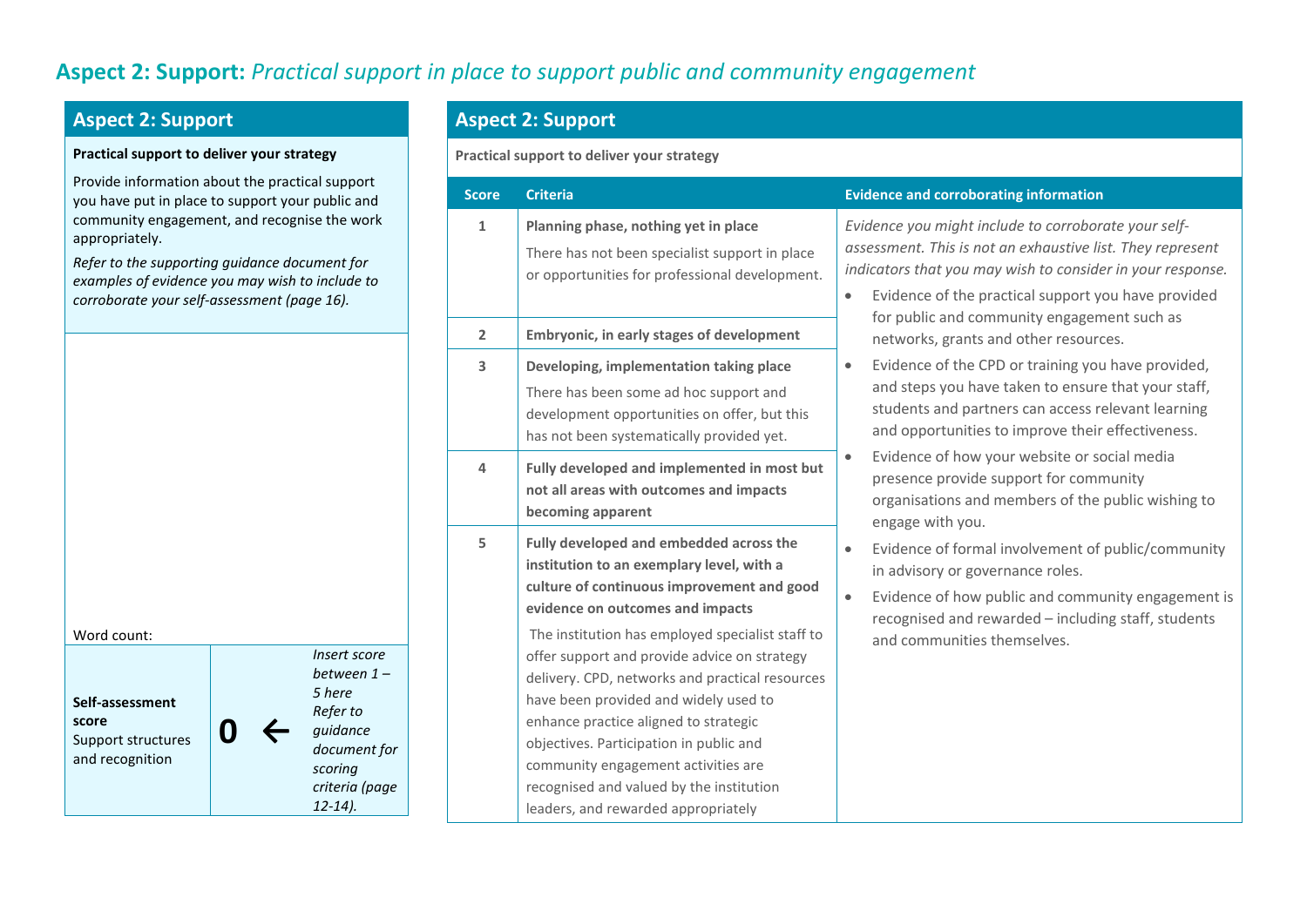## Aspect 2: Support: *Practical support in place to support public and community engagement*

### Aspect 2: Support

**Practical support to deliver your strategy**

Provide information about the practical support you have put in place to support your public and community engagement, and recognise the work appropriately.

*Refer to the supporting guidance document for examples of evidence you may wish to include to corroborate your self-assessment (page 16).*

Word count:

| **Self-assessment score** Support structures and recognition | **0** ← | *Insert score between 1 – 5 here Refer to guidance document for scoring criteria (page 12-14).* |
|---|---|---|

### Aspect 2: Support

**Practical support to deliver your strategy**

| Score | Criteria | Evidence and corroborating information |
|---|---|---|
| 1 | **Planning phase, nothing yet in place** There has not been specialist support in place or opportunities for professional development. | *Evidence you might include to corroborate your self-assessment. This is not an exhaustive list. They represent indicators that you may wish to consider in your response.* <br>• Evidence of the practical support you have provided for public and community engagement such as networks, grants and other resources. <br>• Evidence of the CPD or training you have provided, and steps you have taken to ensure that your staff, students and partners can access relevant learning and opportunities to improve their effectiveness. <br>• Evidence of how your website or social media presence provide support for community organisations and members of the public wishing to engage with you. <br>• Evidence of formal involvement of public/community in advisory or governance roles. <br>• Evidence of how public and community engagement is recognised and rewarded – including staff, students and communities themselves. |
| 2 | **Embryonic, in early stages of development** | |
| 3 | **Developing, implementation taking place** There has been some ad hoc support and development opportunities on offer, but this has not been systematically provided yet. | |
| 4 | **Fully developed and implemented in most but not all areas with outcomes and impacts becoming apparent** | |
| 5 | **Fully developed and embedded across the institution to an exemplary level, with a culture of continuous improvement and good evidence on outcomes and impacts** The institution has employed specialist staff to offer support and provide advice on strategy delivery. CPD, networks and practical resources have been provided and widely used to enhance practice aligned to strategic objectives. Participation in public and community engagement activities are recognised and valued by the institution leaders, and rewarded appropriately | |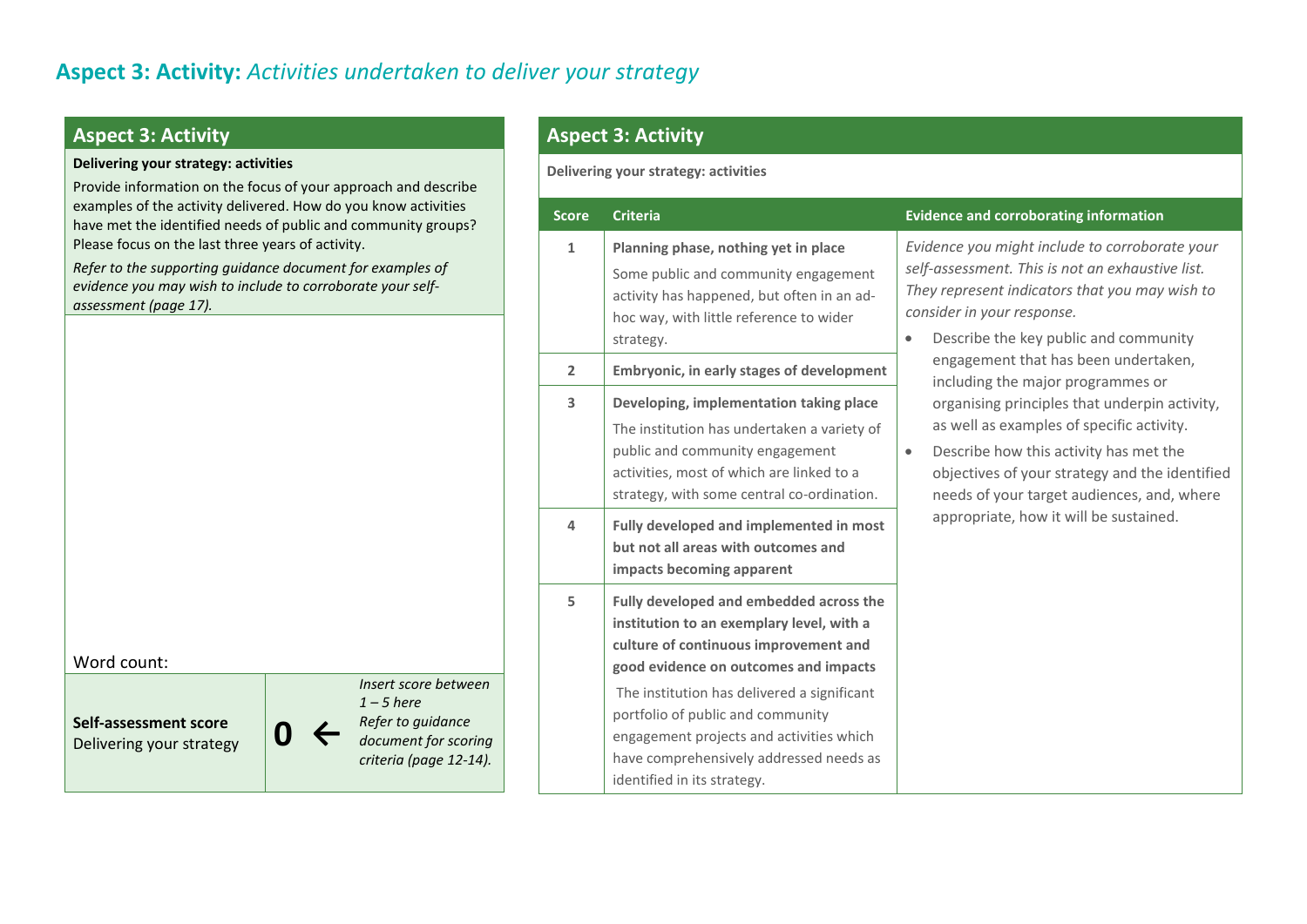## Aspect 3: Activity: *Activities undertaken to deliver your strategy*

### Aspect 3: Activity

**Delivering your strategy: activities**

Provide information on the focus of your approach and describe examples of the activity delivered. How do you know activities have met the identified needs of public and community groups? Please focus on the last three years of activity.

*Refer to the supporting guidance document for examples of evidence you may wish to include to corroborate your self-assessment (page 17).*

Word count:

| **Self-assessment score** Delivering your strategy | **0** ← | *Insert score between 1 – 5 here Refer to guidance document for scoring criteria (page 12-14).* |
|---|---|---|

### Aspect 3: Activity

**Delivering your strategy: activities**

| Score | Criteria | Evidence and corroborating information |
|---|---|---|
| 1 | **Planning phase, nothing yet in place** Some public and community engagement activity has happened, but often in an ad-hoc way, with little reference to wider strategy. | *Evidence you might include to corroborate your self-assessment. This is not an exhaustive list. They represent indicators that you may wish to consider in your response.* • Describe the key public and community engagement that has been undertaken, including the major programmes or organising principles that underpin activity, as well as examples of specific activity. • Describe how this activity has met the objectives of your strategy and the identified needs of your target audiences, and, where appropriate, how it will be sustained. |
| 2 | **Embryonic, in early stages of development** | |
| 3 | **Developing, implementation taking place** The institution has undertaken a variety of public and community engagement activities, most of which are linked to a strategy, with some central co-ordination. | |
| 4 | **Fully developed and implemented in most but not all areas with outcomes and impacts becoming apparent** | |
| 5 | **Fully developed and embedded across the institution to an exemplary level, with a culture of continuous improvement and good evidence on outcomes and impacts** The institution has delivered a significant portfolio of public and community engagement projects and activities which have comprehensively addressed needs as identified in its strategy. | |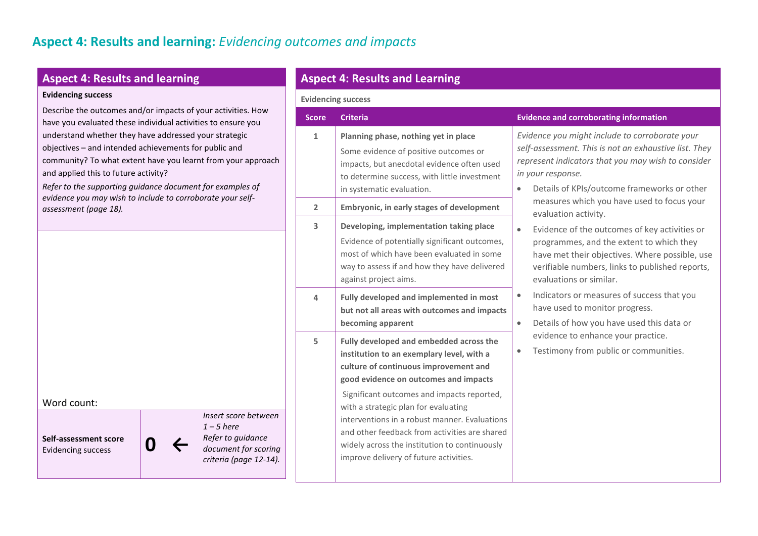## Aspect 4: Results and learning: *Evidencing outcomes and impacts*

### Aspect 4: Results and learning

**Evidencing success**

Describe the outcomes and/or impacts of your activities. How have you evaluated these individual activities to ensure you understand whether they have addressed your strategic objectives – and intended achievements for public and community? To what extent have you learnt from your approach and applied this to future activity?

*Refer to the supporting guidance document for examples of evidence you may wish to include to corroborate your self-assessment (page 18).*

Word count:

| Self-assessment score | | |
|---|---|---|
| **Self-assessment score** Evidencing success | **0** ← | *Insert score between 1 – 5 here Refer to guidance document for scoring criteria (page 12-14).* |

### Aspect 4: Results and Learning

**Evidencing success**

| Score | Criteria | Evidence and corroborating information |
|---|---|---|
| 1 | **Planning phase, nothing yet in place** Some evidence of positive outcomes or impacts, but anecdotal evidence often used to determine success, with little investment in systematic evaluation. | *Evidence you might include to corroborate your self-assessment. This is not an exhaustive list. They represent indicators that you may wish to consider in your response.* <br>• Details of KPIs/outcome frameworks or other measures which you have used to focus your evaluation activity. <br>• Evidence of the outcomes of key activities or programmes, and the extent to which they have met their objectives. Where possible, use verifiable numbers, links to published reports, evaluations or similar. <br>• Indicators or measures of success that you have used to monitor progress. <br>• Details of how you have used this data or evidence to enhance your practice. <br>• Testimony from public or communities. |
| 2 | **Embryonic, in early stages of development** | |
| 3 | **Developing, implementation taking place** Evidence of potentially significant outcomes, most of which have been evaluated in some way to assess if and how they have delivered against project aims. | |
| 4 | **Fully developed and implemented in most but not all areas with outcomes and impacts becoming apparent** | |
| 5 | **Fully developed and embedded across the institution to an exemplary level, with a culture of continuous improvement and good evidence on outcomes and impacts** Significant outcomes and impacts reported, with a strategic plan for evaluating interventions in a robust manner. Evaluations and other feedback from activities are shared widely across the institution to continuously improve delivery of future activities. | |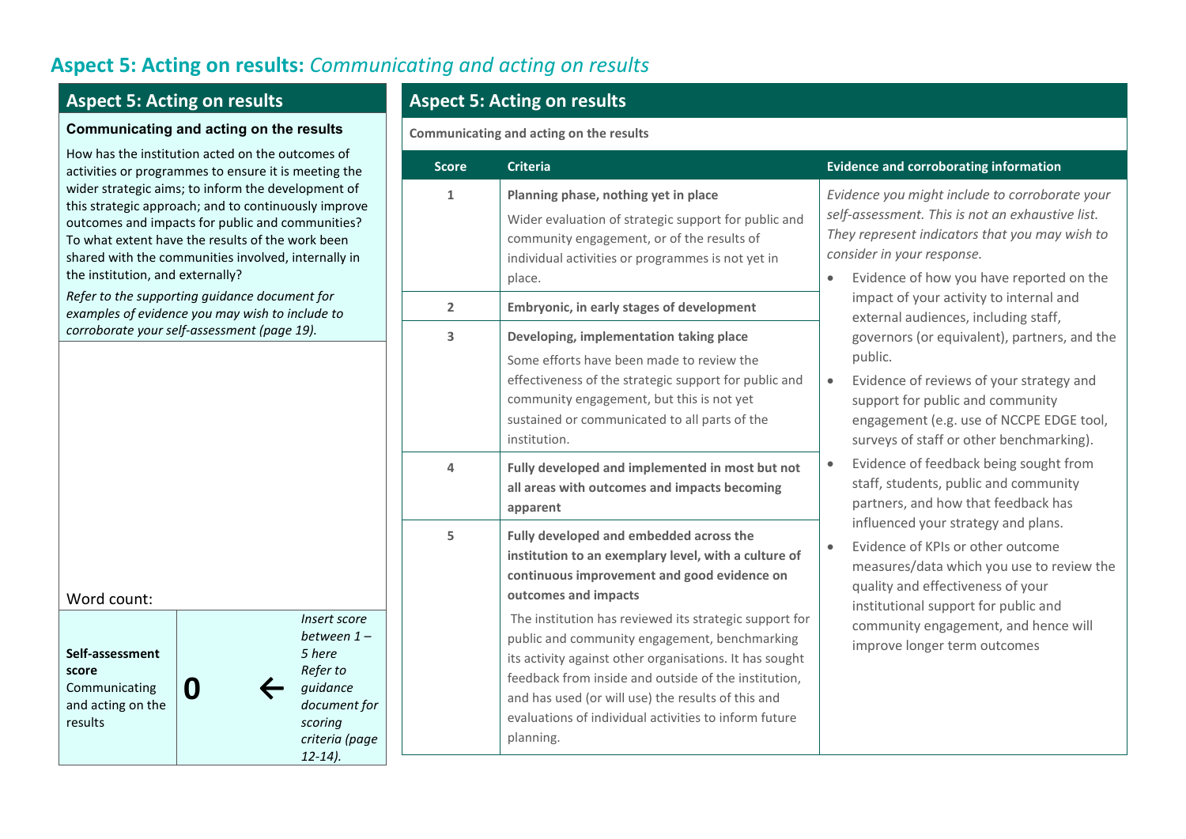# Aspect 5: Acting on results: *Communicating and acting on results*

## Aspect 5: Acting on results

**Communicating and acting on the results**

How has the institution acted on the outcomes of activities or programmes to ensure it is meeting the wider strategic aims; to inform the development of this strategic approach; and to continuously improve outcomes and impacts for public and communities? To what extent have the results of the work been shared with the communities involved, internally in the institution, and externally?

*Refer to the supporting guidance document for examples of evidence you may wish to include to corroborate your self-assessment (page 19).*

Word count:

| **Self-assessment score** Communicating and acting on the results | **0** | ← | *Insert score between 1 – 5 here Refer to guidance document for scoring criteria (page 12-14).* |
|---|---|---|---|

## Aspect 5: Acting on results

**Communicating and acting on the results**

| Score | Criteria | Evidence and corroborating information |
|---|---|---|
| 1 | **Planning phase, nothing yet in place** Wider evaluation of strategic support for public and community engagement, or of the results of individual activities or programmes is not yet in place. | *Evidence you might include to corroborate your self-assessment. This is not an exhaustive list. They represent indicators that you may wish to consider in your response.* <br>• Evidence of how you have reported on the impact of your activity to internal and external audiences, including staff, governors (or equivalent), partners, and the public. <br>• Evidence of reviews of your strategy and support for public and community engagement (e.g. use of NCCPE EDGE tool, surveys of staff or other benchmarking). <br>• Evidence of feedback being sought from staff, students, public and community partners, and how that feedback has influenced your strategy and plans. <br>• Evidence of KPIs or other outcome measures/data which you use to review the quality and effectiveness of your institutional support for public and community engagement, and hence will improve longer term outcomes |
| 2 | **Embryonic, in early stages of development** | |
| 3 | **Developing, implementation taking place** Some efforts have been made to review the effectiveness of the strategic support for public and community engagement, but this is not yet sustained or communicated to all parts of the institution. | |
| 4 | **Fully developed and implemented in most but not all areas with outcomes and impacts becoming apparent** | |
| 5 | **Fully developed and embedded across the institution to an exemplary level, with a culture of continuous improvement and good evidence on outcomes and impacts** The institution has reviewed its strategic support for public and community engagement, benchmarking its activity against other organisations. It has sought feedback from inside and outside of the institution, and has used (or will use) the results of this and evaluations of individual activities to inform future planning. | |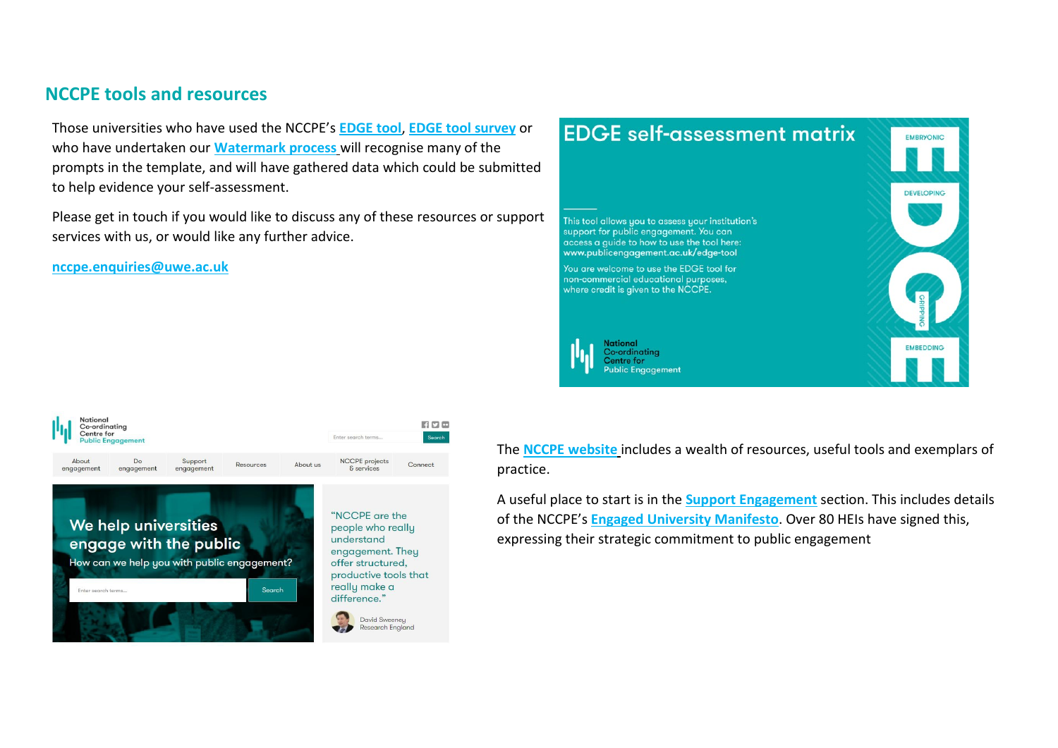## NCCPE tools and resources

Those universities who have used the NCCPE's **EDGE tool**, **EDGE tool survey** or who have undertaken our **Watermark process** will recognise many of the prompts in the template, and will have gathered data which could be submitted to help evidence your self-assessment.

Please get in touch if you would like to discuss any of these resources or support services with us, or would like any further advice.

**nccpe.enquiries@uwe.ac.uk**

The **NCCPE website** includes a wealth of resources, useful tools and exemplars of practice.

A useful place to start is in the **Support Engagement** section. This includes details of the NCCPE's **Engaged University Manifesto**. Over 80 HEIs have signed this, expressing their strategic commitment to public engagement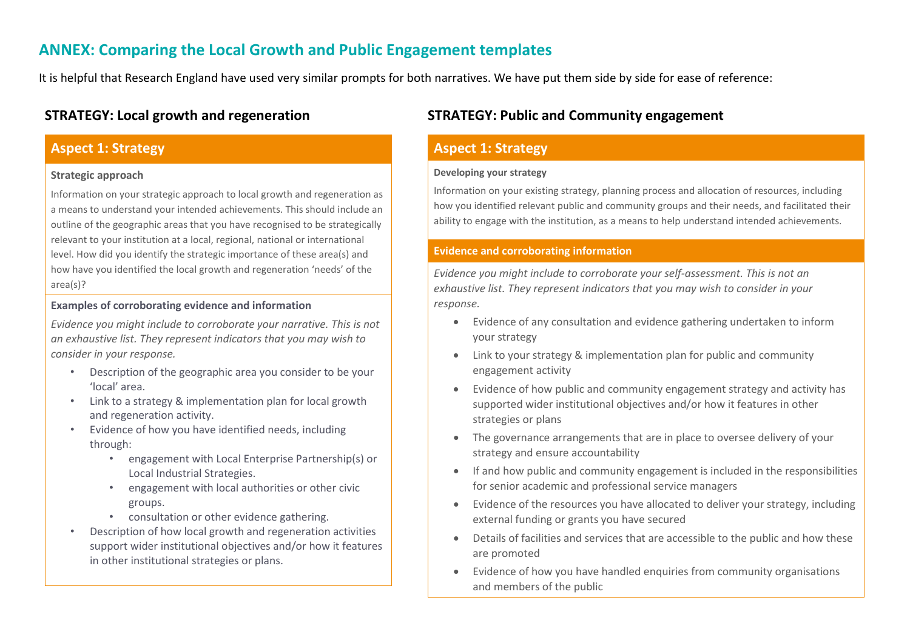## ANNEX: Comparing the Local Growth and Public Engagement templates

It is helpful that Research England have used very similar prompts for both narratives. We have put them side by side for ease of reference:

### STRATEGY: Local growth and regeneration

#### Aspect 1: Strategy

**Strategic approach**

Information on your strategic approach to local growth and regeneration as a means to understand your intended achievements. This should include an outline of the geographic areas that you have recognised to be strategically relevant to your institution at a local, regional, national or international level. How did you identify the strategic importance of these area(s) and how have you identified the local growth and regeneration 'needs' of the area(s)?

**Examples of corroborating evidence and information**

*Evidence you might include to corroborate your narrative. This is not an exhaustive list. They represent indicators that you may wish to consider in your response.*

- Description of the geographic area you consider to be your 'local' area.
- Link to a strategy & implementation plan for local growth and regeneration activity.
- Evidence of how you have identified needs, including through:
  - engagement with Local Enterprise Partnership(s) or Local Industrial Strategies.
  - engagement with local authorities or other civic groups.
  - consultation or other evidence gathering.
- Description of how local growth and regeneration activities support wider institutional objectives and/or how it features in other institutional strategies or plans.

### STRATEGY: Public and Community engagement

#### Aspect 1: Strategy

**Developing your strategy**

Information on your existing strategy, planning process and allocation of resources, including how you identified relevant public and community groups and their needs, and facilitated their ability to engage with the institution, as a means to help understand intended achievements.

**Evidence and corroborating information**

*Evidence you might include to corroborate your self-assessment. This is not an exhaustive list. They represent indicators that you may wish to consider in your response.*

- Evidence of any consultation and evidence gathering undertaken to inform your strategy
- Link to your strategy & implementation plan for public and community engagement activity
- Evidence of how public and community engagement strategy and activity has supported wider institutional objectives and/or how it features in other strategies or plans
- The governance arrangements that are in place to oversee delivery of your strategy and ensure accountability
- If and how public and community engagement is included in the responsibilities for senior academic and professional service managers
- Evidence of the resources you have allocated to deliver your strategy, including external funding or grants you have secured
- Details of facilities and services that are accessible to the public and how these are promoted
- Evidence of how you have handled enquiries from community organisations and members of the public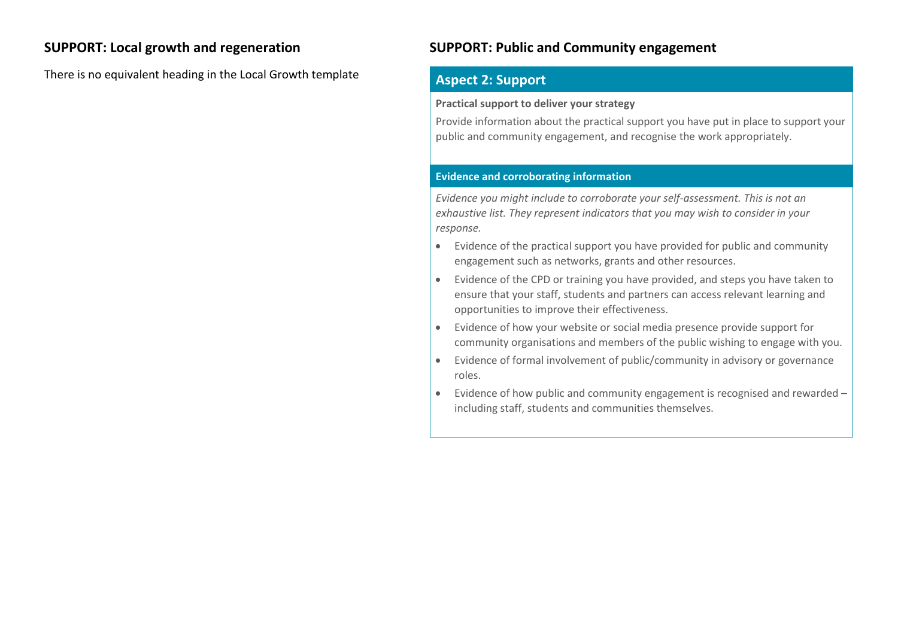## SUPPORT: Local growth and regeneration

There is no equivalent heading in the Local Growth template

## SUPPORT: Public and Community engagement

### Aspect 2: Support

**Practical support to deliver your strategy**

Provide information about the practical support you have put in place to support your public and community engagement, and recognise the work appropriately.

**Evidence and corroborating information**

*Evidence you might include to corroborate your self-assessment. This is not an exhaustive list. They represent indicators that you may wish to consider in your response.*

- Evidence of the practical support you have provided for public and community engagement such as networks, grants and other resources.
- Evidence of the CPD or training you have provided, and steps you have taken to ensure that your staff, students and partners can access relevant learning and opportunities to improve their effectiveness.
- Evidence of how your website or social media presence provide support for community organisations and members of the public wishing to engage with you.
- Evidence of formal involvement of public/community in advisory or governance roles.
- Evidence of how public and community engagement is recognised and rewarded – including staff, students and communities themselves.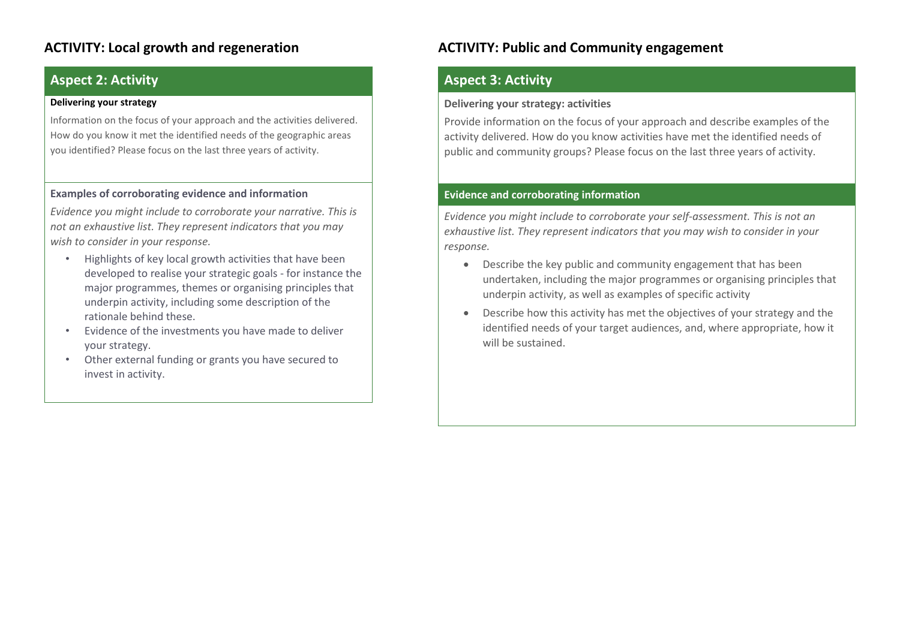## ACTIVITY: Local growth and regeneration

### Aspect 2: Activity

**Delivering your strategy**

Information on the focus of your approach and the activities delivered. How do you know it met the identified needs of the geographic areas you identified? Please focus on the last three years of activity.

**Examples of corroborating evidence and information**

*Evidence you might include to corroborate your narrative. This is not an exhaustive list. They represent indicators that you may wish to consider in your response.*

- Highlights of key local growth activities that have been developed to realise your strategic goals - for instance the major programmes, themes or organising principles that underpin activity, including some description of the rationale behind these.
- Evidence of the investments you have made to deliver your strategy.
- Other external funding or grants you have secured to invest in activity.

## ACTIVITY: Public and Community engagement

### Aspect 3: Activity

**Delivering your strategy: activities**

Provide information on the focus of your approach and describe examples of the activity delivered. How do you know activities have met the identified needs of public and community groups? Please focus on the last three years of activity.

**Evidence and corroborating information**

*Evidence you might include to corroborate your self-assessment. This is not an exhaustive list. They represent indicators that you may wish to consider in your response.*

- Describe the key public and community engagement that has been undertaken, including the major programmes or organising principles that underpin activity, as well as examples of specific activity
- Describe how this activity has met the objectives of your strategy and the identified needs of your target audiences, and, where appropriate, how it will be sustained.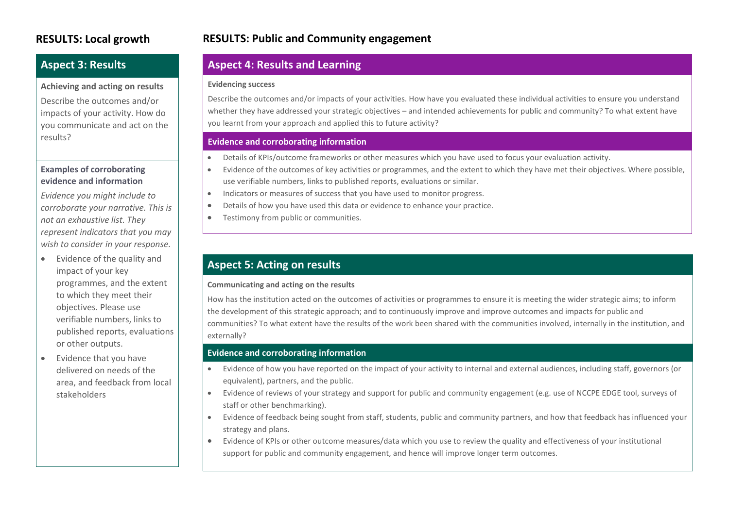## RESULTS: Local growth

### Aspect 3: Results

**Achieving and acting on results**

Describe the outcomes and/or impacts of your activity. How do you communicate and act on the results?

**Examples of corroborating evidence and information**

*Evidence you might include to corroborate your narrative. This is not an exhaustive list. They represent indicators that you may wish to consider in your response.*

- Evidence of the quality and impact of your key programmes, and the extent to which they meet their objectives. Please use verifiable numbers, links to published reports, evaluations or other outputs.
- Evidence that you have delivered on needs of the area, and feedback from local stakeholders

## RESULTS: Public and Community engagement

### Aspect 4: Results and Learning

**Evidencing success**

Describe the outcomes and/or impacts of your activities. How have you evaluated these individual activities to ensure you understand whether they have addressed your strategic objectives – and intended achievements for public and community? To what extent have you learnt from your approach and applied this to future activity?

**Evidence and corroborating information**

- Details of KPIs/outcome frameworks or other measures which you have used to focus your evaluation activity.
- Evidence of the outcomes of key activities or programmes, and the extent to which they have met their objectives. Where possible, use verifiable numbers, links to published reports, evaluations or similar.
- Indicators or measures of success that you have used to monitor progress.
- Details of how you have used this data or evidence to enhance your practice.
- Testimony from public or communities.

### Aspect 5: Acting on results

**Communicating and acting on the results**

How has the institution acted on the outcomes of activities or programmes to ensure it is meeting the wider strategic aims; to inform the development of this strategic approach; and to continuously improve and improve outcomes and impacts for public and communities? To what extent have the results of the work been shared with the communities involved, internally in the institution, and externally?

**Evidence and corroborating information**

- Evidence of how you have reported on the impact of your activity to internal and external audiences, including staff, governors (or equivalent), partners, and the public.
- Evidence of reviews of your strategy and support for public and community engagement (e.g. use of NCCPE EDGE tool, surveys of staff or other benchmarking).
- Evidence of feedback being sought from staff, students, public and community partners, and how that feedback has influenced your strategy and plans.
- Evidence of KPIs or other outcome measures/data which you use to review the quality and effectiveness of your institutional support for public and community engagement, and hence will improve longer term outcomes.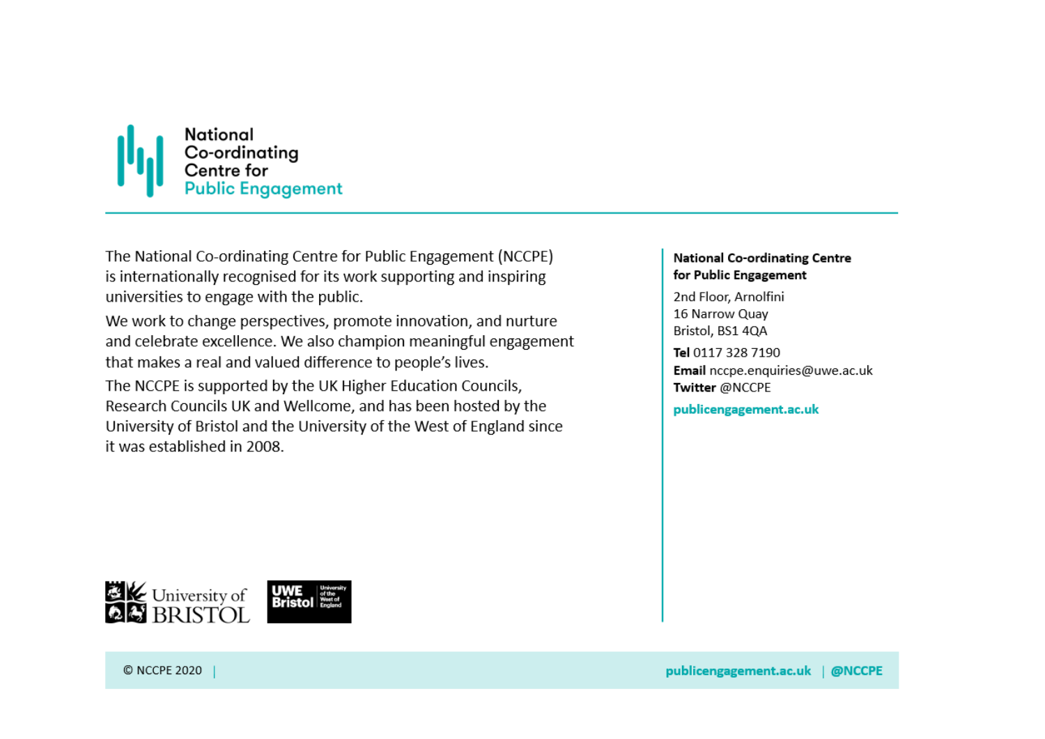**National Co-ordinating Centre for Public Engagement**

The National Co-ordinating Centre for Public Engagement (NCCPE) is internationally recognised for its work supporting and inspiring universities to engage with the public.

We work to change perspectives, promote innovation, and nurture and celebrate excellence. We also champion meaningful engagement that makes a real and valued difference to people's lives.

The NCCPE is supported by the UK Higher Education Councils, Research Councils UK and Wellcome, and has been hosted by the University of Bristol and the University of the West of England since it was established in 2008.

**National Co-ordinating Centre for Public Engagement**

2nd Floor, Arnolfini
16 Narrow Quay
Bristol, BS1 4QA

**Tel** 0117 328 7190
**Email** nccpe.enquiries@uwe.ac.uk
**Twitter** @NCCPE

**publicengagement.ac.uk**

University of Bristol | UWE Bristol University of the West of England

© NCCPE 2020 | **publicengagement.ac.uk** | **@NCCPE**